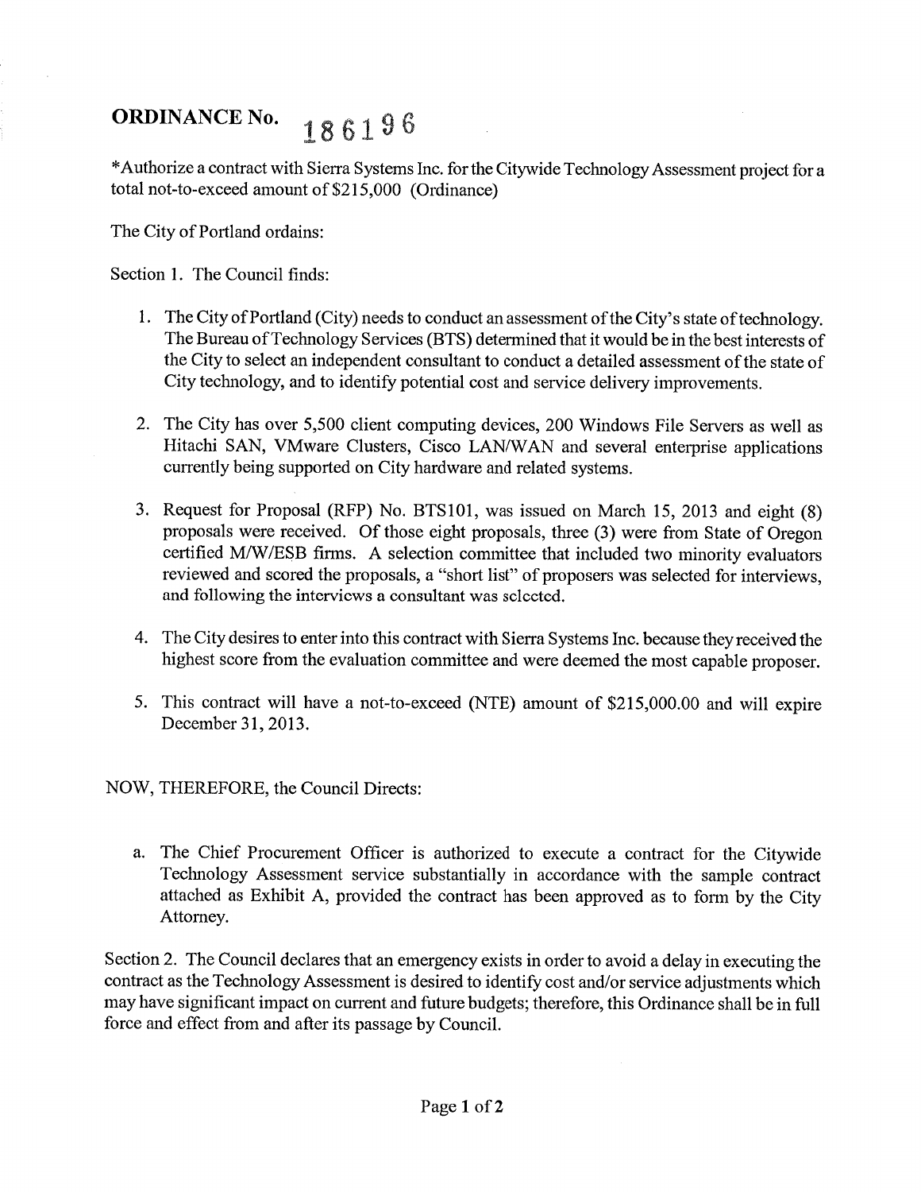# ORDINANCE No. 186196

*Authorize a contract with Sierra Systems Inc. for the Citywide Technology Assessment project for a total not-to-exceed amount of $215,000 (Ordinance)

The City of Portland ordains:

Section 1. The Council finds:

1. The City of Portland (City) needs to conduct an assessment of the City's state of technology. The Bureau of Technology Services (BTS) determined that it would be in the best interests of the City to select an independent consultant to conduct a detailed assessment of the state of City technology, and to identify potential cost and service delivery improvements.

2. The City has over 5,500 client computing devices, 200 Windows File Servers as well as Hitachi SAN, VMware Clusters, Cisco LAN/WAN and several enterprise applications currently being supported on City hardware and related systems.

3. Request for Proposal (RFP) No. BTS101, was issued on March 15, 2013 and eight (8) proposals were received. Of those eight proposals, three (3) were from State of Oregon certified M/W/ESB firms. A selection committee that included two minority evaluators reviewed and scored the proposals, a "short list" of proposers was selected for interviews, and following the interviews a consultant was selected.

4. The City desires to enter into this contract with Sierra Systems Inc. because they received the highest score from the evaluation committee and were deemed the most capable proposer.

5. This contract will have a not-to-exceed (NTE) amount of $215,000.00 and will expire December 31, 2013.

NOW, THEREFORE, the Council Directs:

a. The Chief Procurement Officer is authorized to execute a contract for the Citywide Technology Assessment service substantially in accordance with the sample contract attached as Exhibit A, provided the contract has been approved as to form by the City Attorney.

Section 2. The Council declares that an emergency exists in order to avoid a delay in executing the contract as the Technology Assessment is desired to identify cost and/or service adjustments which may have significant impact on current and future budgets; therefore, this Ordinance shall be in full force and effect from and after its passage by Council.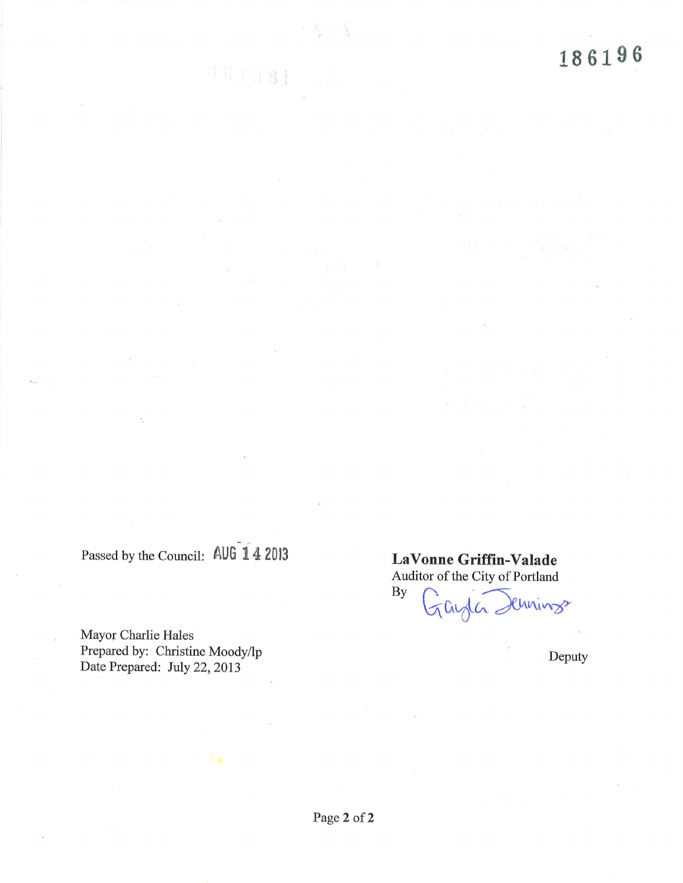186196

Passed by the Council: AUG 14 2013

Mayor Charlie Hales
Prepared by: Christine Moody/lp
Date Prepared: July 22, 2013

**LaVonne Griffin-Valade**
Auditor of the City of Portland
By Gayla Jennings

Deputy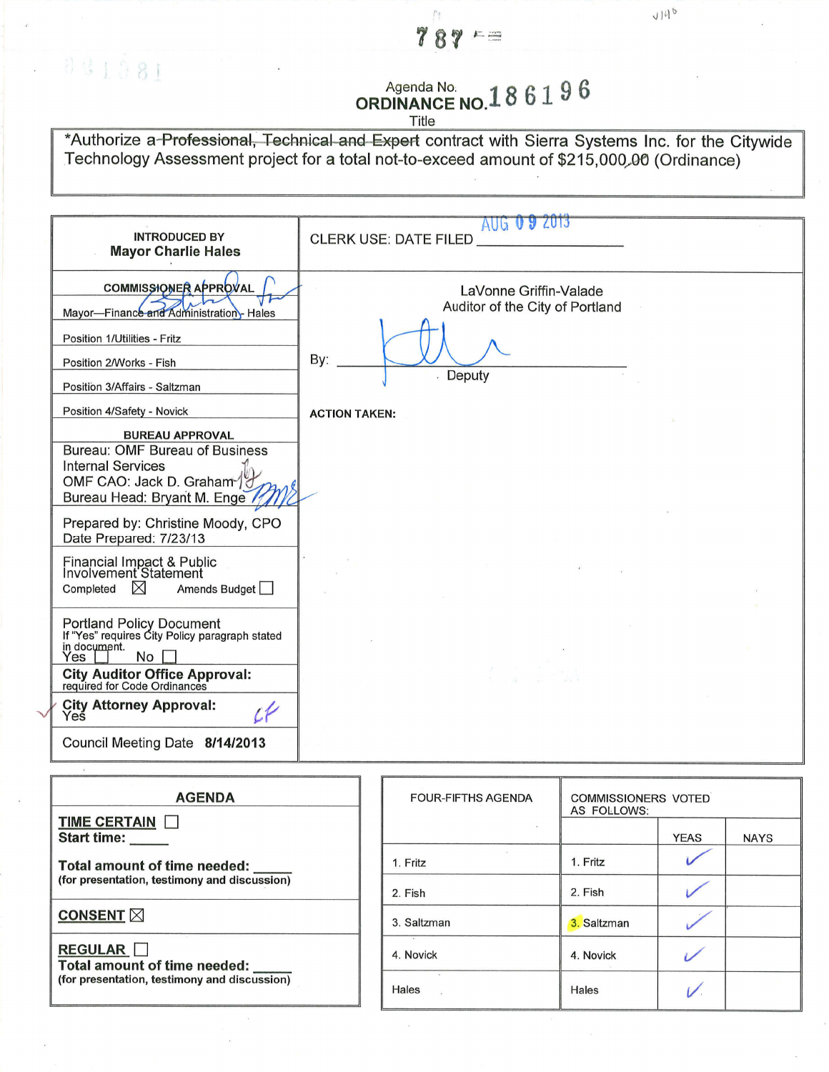787

Agenda No.
**ORDINANCE NO.** 186196

Title

*Authorize a ~~Professional, Technical and Expert~~ contract with Sierra Systems Inc. for the Citywide Technology Assessment project for a total not-to-exceed amount of $215,000.00 (Ordinance)

| | |
|---|---|
| INTRODUCED BY **Mayor Charlie Hales** | CLERK USE: DATE FILED AUG 09 2013 |
| **COMMISSIONER APPROVAL** | LaVonne Griffin-Valade<br>Auditor of the City of Portland |
| Mayor—Finance and Administration - Hales | |
| Position 1/Utilities - Fritz | By: ____________ Deputy |
| Position 2/Works - Fish | |
| Position 3/Affairs - Saltzman | |
| Position 4/Safety - Novick | **ACTION TAKEN:** |
| **BUREAU APPROVAL**<br>Bureau: OMF Bureau of Business Internal Services<br>OMF CAO: Jack D. Graham<br>Bureau Head: Bryant M. Enge | |
| Prepared by: Christine Moody, CPO<br>Date Prepared: 7/23/13 | |
| Financial Impact & Public Involvement Statement<br>Completed ☒ Amends Budget ☐ | |
| Portland Policy Document<br>If "Yes" requires City Policy paragraph stated in document.<br>Yes ☐ No ☐ | |
| **City Auditor Office Approval:**<br>required for Code Ordinances | |
| **City Attorney Approval:**<br>Yes | |
| Council Meeting Date **8/14/2013** | |

**AGENDA**

**TIME CERTAIN** ☐
**Start time:** _____

**Total amount of time needed:** _____
**(for presentation, testimony and discussion)**

**CONSENT** ☒

**REGULAR** ☐
**Total amount of time needed:** _____
**(for presentation, testimony and discussion)**

| FOUR-FIFTHS AGENDA | COMMISSIONERS VOTED AS FOLLOWS: | YEAS | NAYS |
|---|---|---|---|
| 1. Fritz | 1. Fritz | ✓ | |
| 2. Fish | 2. Fish | ✓ | |
| 3. Saltzman | 3. Saltzman | ✓ | |
| 4. Novick | 4. Novick | ✓ | |
| Hales | Hales | ✓ | |